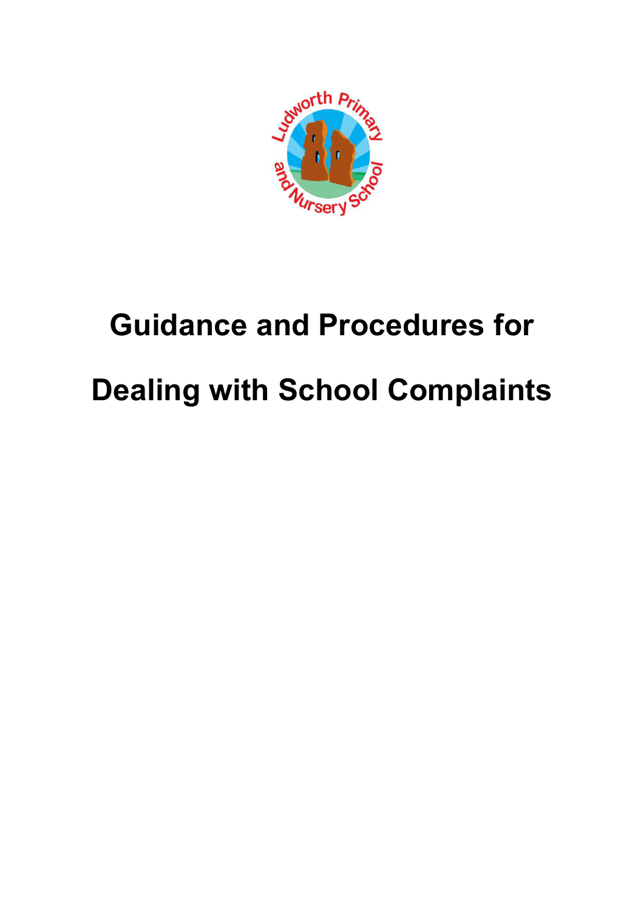# Guidance and Procedures for Dealing with School Complaints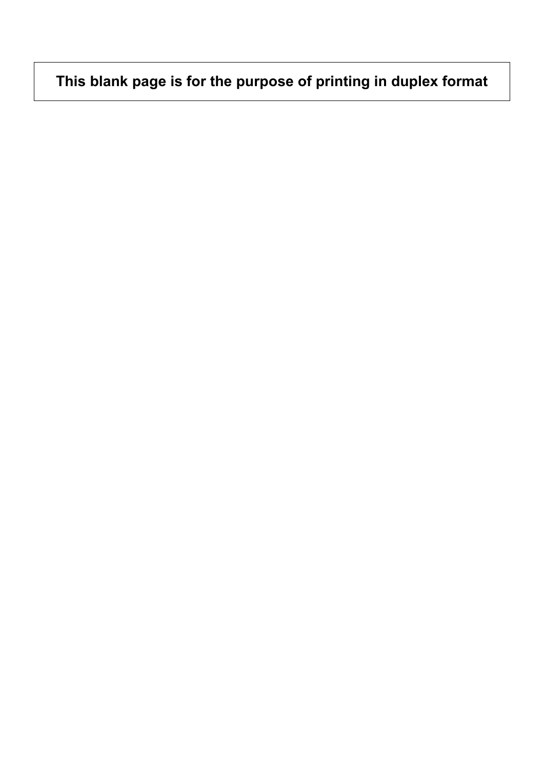**This blank page is for the purpose of printing in duplex format**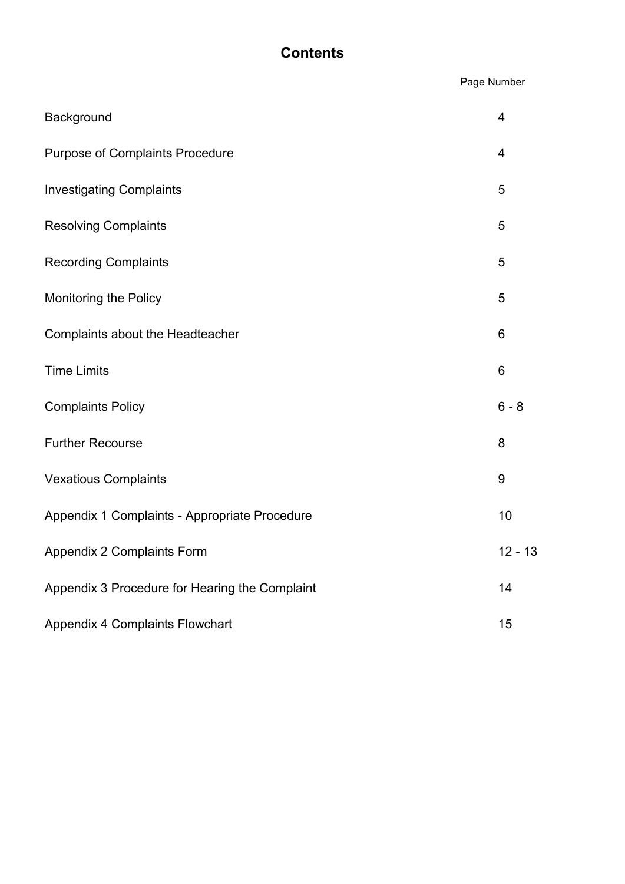# Contents

| | Page Number |
|---|---|
| Background | 4 |
| Purpose of Complaints Procedure | 4 |
| Investigating Complaints | 5 |
| Resolving Complaints | 5 |
| Recording Complaints | 5 |
| Monitoring the Policy | 5 |
| Complaints about the Headteacher | 6 |
| Time Limits | 6 |
| Complaints Policy | 6 - 8 |
| Further Recourse | 8 |
| Vexatious Complaints | 9 |
| Appendix 1 Complaints - Appropriate Procedure | 10 |
| Appendix 2 Complaints Form | 12 - 13 |
| Appendix 3 Procedure for Hearing the Complaint | 14 |
| Appendix 4 Complaints Flowchart | 15 |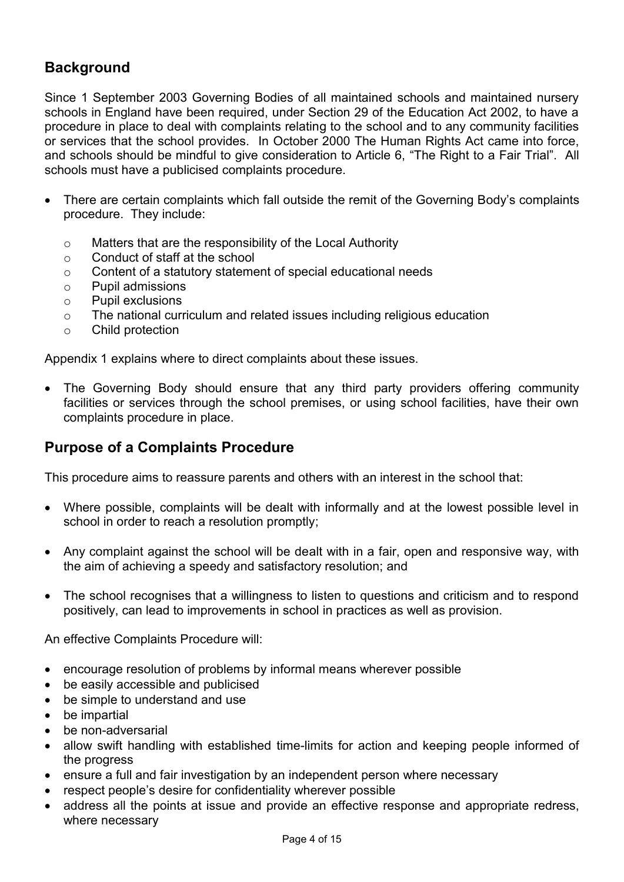## Background

Since 1 September 2003 Governing Bodies of all maintained schools and maintained nursery schools in England have been required, under Section 29 of the Education Act 2002, to have a procedure in place to deal with complaints relating to the school and to any community facilities or services that the school provides. In October 2000 The Human Rights Act came into force, and schools should be mindful to give consideration to Article 6, "The Right to a Fair Trial". All schools must have a publicised complaints procedure.

- There are certain complaints which fall outside the remit of the Governing Body's complaints procedure. They include:
    - Matters that are the responsibility of the Local Authority
    - Conduct of staff at the school
    - Content of a statutory statement of special educational needs
    - Pupil admissions
    - Pupil exclusions
    - The national curriculum and related issues including religious education
    - Child protection

Appendix 1 explains where to direct complaints about these issues.

- The Governing Body should ensure that any third party providers offering community facilities or services through the school premises, or using school facilities, have their own complaints procedure in place.

## Purpose of a Complaints Procedure

This procedure aims to reassure parents and others with an interest in the school that:

- Where possible, complaints will be dealt with informally and at the lowest possible level in school in order to reach a resolution promptly;
- Any complaint against the school will be dealt with in a fair, open and responsive way, with the aim of achieving a speedy and satisfactory resolution; and
- The school recognises that a willingness to listen to questions and criticism and to respond positively, can lead to improvements in school in practices as well as provision.

An effective Complaints Procedure will:

- encourage resolution of problems by informal means wherever possible
- be easily accessible and publicised
- be simple to understand and use
- be impartial
- be non-adversarial
- allow swift handling with established time-limits for action and keeping people informed of the progress
- ensure a full and fair investigation by an independent person where necessary
- respect people's desire for confidentiality wherever possible
- address all the points at issue and provide an effective response and appropriate redress, where necessary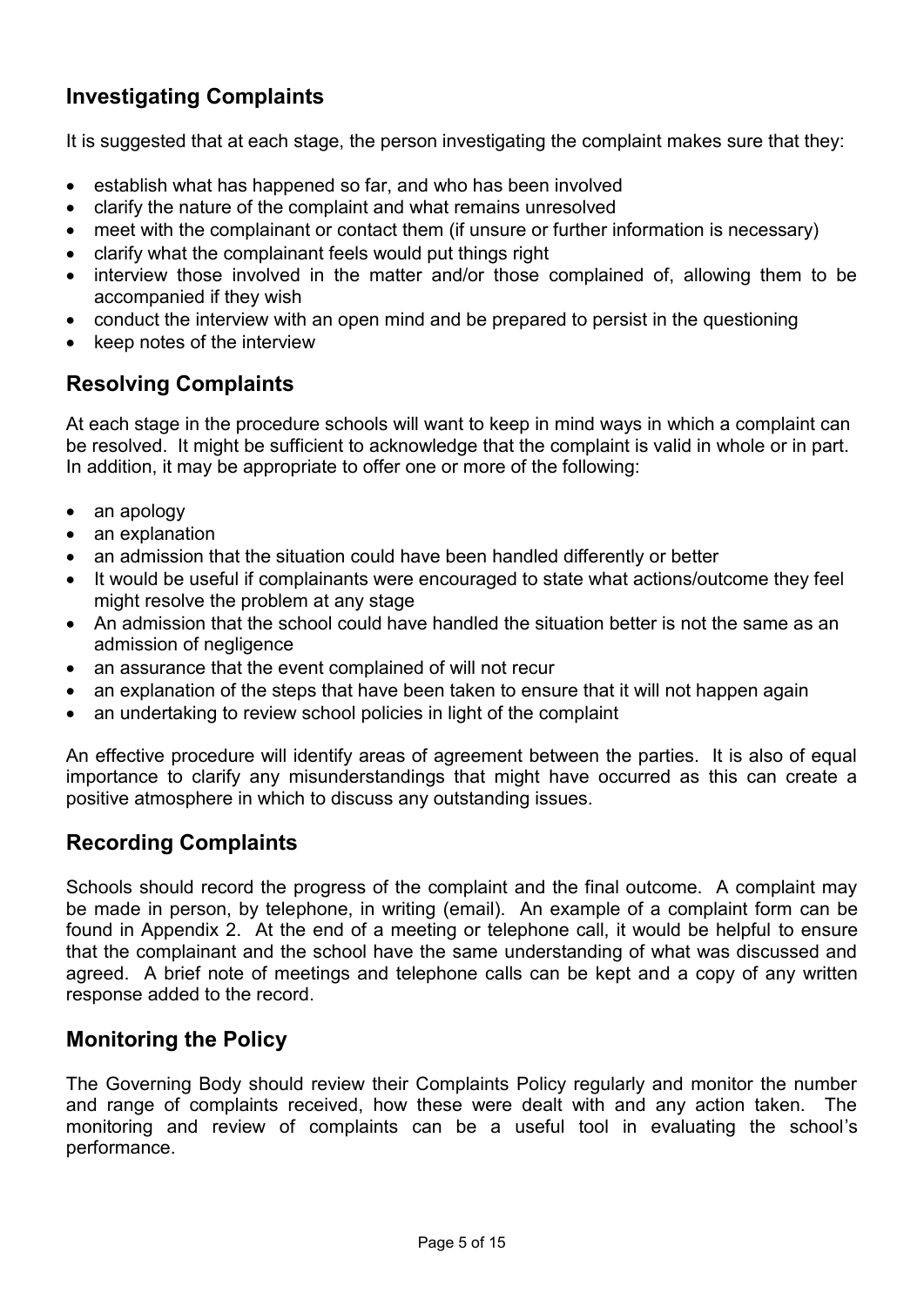## Investigating Complaints

It is suggested that at each stage, the person investigating the complaint makes sure that they:

- establish what has happened so far, and who has been involved
- clarify the nature of the complaint and what remains unresolved
- meet with the complainant or contact them (if unsure or further information is necessary)
- clarify what the complainant feels would put things right
- interview those involved in the matter and/or those complained of, allowing them to be accompanied if they wish
- conduct the interview with an open mind and be prepared to persist in the questioning
- keep notes of the interview

## Resolving Complaints

At each stage in the procedure schools will want to keep in mind ways in which a complaint can be resolved. It might be sufficient to acknowledge that the complaint is valid in whole or in part. In addition, it may be appropriate to offer one or more of the following:

- an apology
- an explanation
- an admission that the situation could have been handled differently or better
- It would be useful if complainants were encouraged to state what actions/outcome they feel might resolve the problem at any stage
- An admission that the school could have handled the situation better is not the same as an admission of negligence
- an assurance that the event complained of will not recur
- an explanation of the steps that have been taken to ensure that it will not happen again
- an undertaking to review school policies in light of the complaint

An effective procedure will identify areas of agreement between the parties. It is also of equal importance to clarify any misunderstandings that might have occurred as this can create a positive atmosphere in which to discuss any outstanding issues.

## Recording Complaints

Schools should record the progress of the complaint and the final outcome. A complaint may be made in person, by telephone, in writing (email). An example of a complaint form can be found in Appendix 2. At the end of a meeting or telephone call, it would be helpful to ensure that the complainant and the school have the same understanding of what was discussed and agreed. A brief note of meetings and telephone calls can be kept and a copy of any written response added to the record.

## Monitoring the Policy

The Governing Body should review their Complaints Policy regularly and monitor the number and range of complaints received, how these were dealt with and any action taken. The monitoring and review of complaints can be a useful tool in evaluating the school's performance.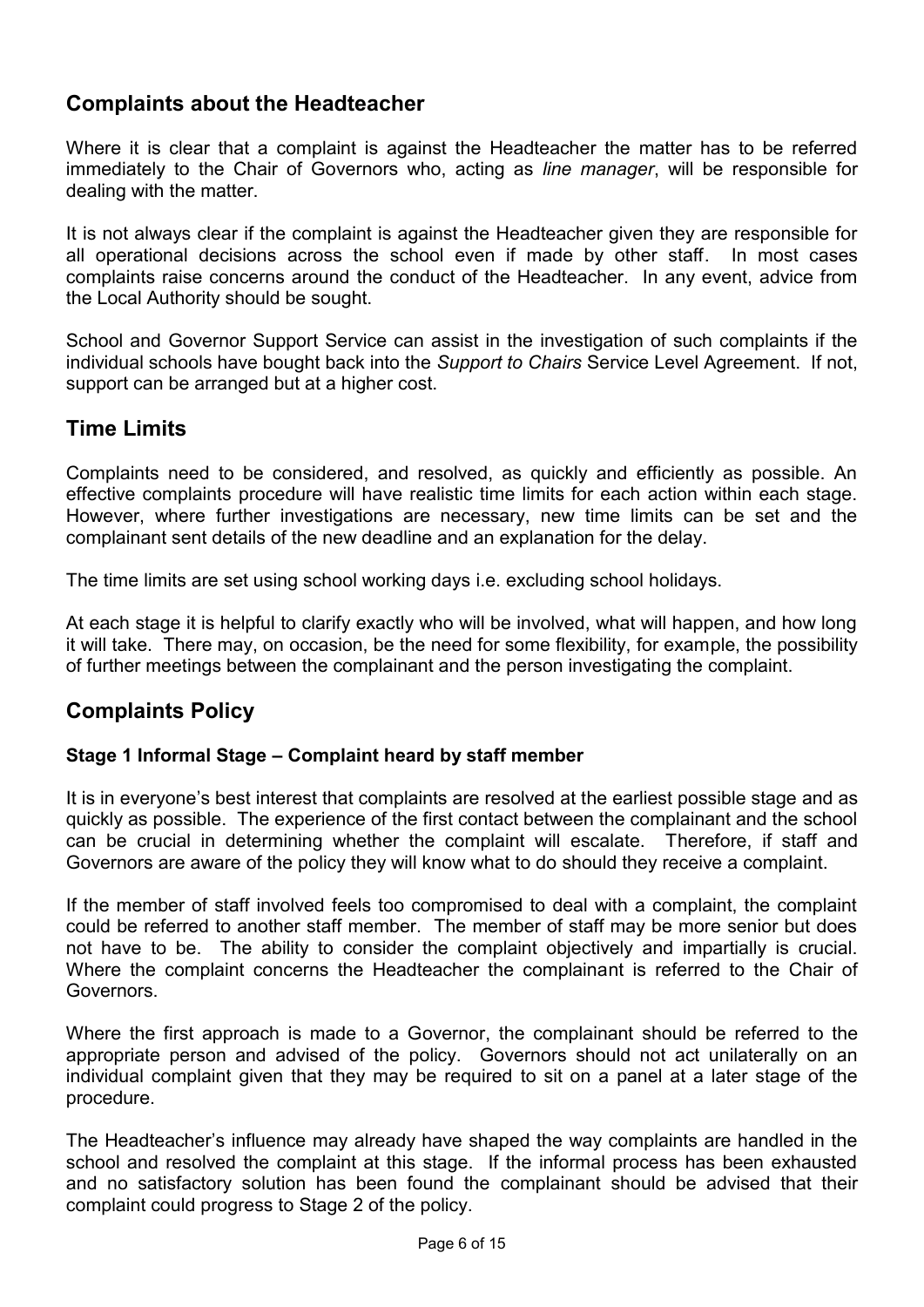## Complaints about the Headteacher

Where it is clear that a complaint is against the Headteacher the matter has to be referred immediately to the Chair of Governors who, acting as *line manager*, will be responsible for dealing with the matter.

It is not always clear if the complaint is against the Headteacher given they are responsible for all operational decisions across the school even if made by other staff. In most cases complaints raise concerns around the conduct of the Headteacher. In any event, advice from the Local Authority should be sought.

School and Governor Support Service can assist in the investigation of such complaints if the individual schools have bought back into the *Support to Chairs* Service Level Agreement. If not, support can be arranged but at a higher cost.

## Time Limits

Complaints need to be considered, and resolved, as quickly and efficiently as possible. An effective complaints procedure will have realistic time limits for each action within each stage. However, where further investigations are necessary, new time limits can be set and the complainant sent details of the new deadline and an explanation for the delay.

The time limits are set using school working days i.e. excluding school holidays.

At each stage it is helpful to clarify exactly who will be involved, what will happen, and how long it will take. There may, on occasion, be the need for some flexibility, for example, the possibility of further meetings between the complainant and the person investigating the complaint.

## Complaints Policy

### Stage 1 Informal Stage – Complaint heard by staff member

It is in everyone's best interest that complaints are resolved at the earliest possible stage and as quickly as possible. The experience of the first contact between the complainant and the school can be crucial in determining whether the complaint will escalate. Therefore, if staff and Governors are aware of the policy they will know what to do should they receive a complaint.

If the member of staff involved feels too compromised to deal with a complaint, the complaint could be referred to another staff member. The member of staff may be more senior but does not have to be. The ability to consider the complaint objectively and impartially is crucial. Where the complaint concerns the Headteacher the complainant is referred to the Chair of Governors.

Where the first approach is made to a Governor, the complainant should be referred to the appropriate person and advised of the policy. Governors should not act unilaterally on an individual complaint given that they may be required to sit on a panel at a later stage of the procedure.

The Headteacher's influence may already have shaped the way complaints are handled in the school and resolved the complaint at this stage. If the informal process has been exhausted and no satisfactory solution has been found the complainant should be advised that their complaint could progress to Stage 2 of the policy.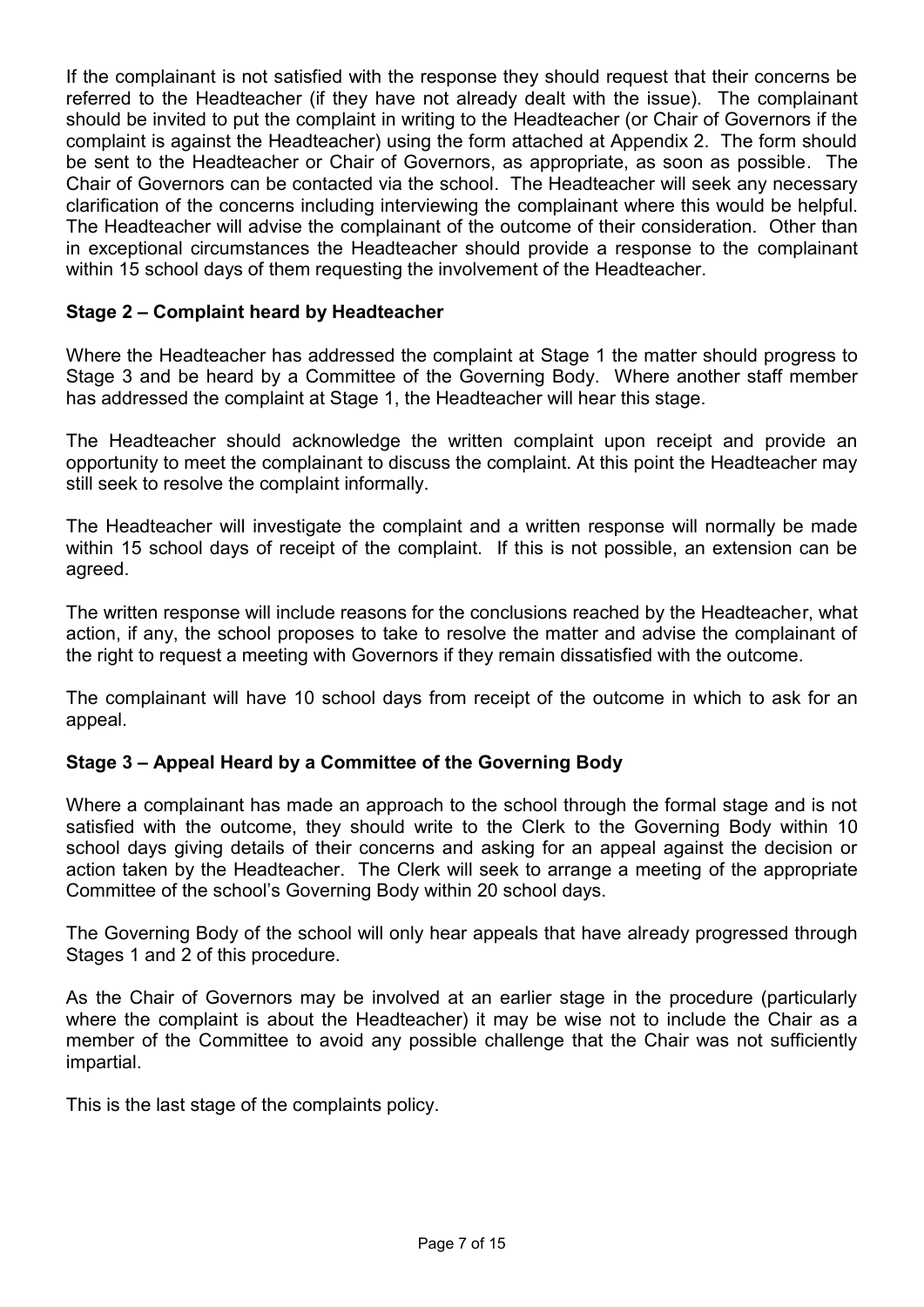If the complainant is not satisfied with the response they should request that their concerns be referred to the Headteacher (if they have not already dealt with the issue). The complainant should be invited to put the complaint in writing to the Headteacher (or Chair of Governors if the complaint is against the Headteacher) using the form attached at Appendix 2. The form should be sent to the Headteacher or Chair of Governors, as appropriate, as soon as possible. The Chair of Governors can be contacted via the school. The Headteacher will seek any necessary clarification of the concerns including interviewing the complainant where this would be helpful. The Headteacher will advise the complainant of the outcome of their consideration. Other than in exceptional circumstances the Headteacher should provide a response to the complainant within 15 school days of them requesting the involvement of the Headteacher.

### Stage 2 – Complaint heard by Headteacher

Where the Headteacher has addressed the complaint at Stage 1 the matter should progress to Stage 3 and be heard by a Committee of the Governing Body. Where another staff member has addressed the complaint at Stage 1, the Headteacher will hear this stage.

The Headteacher should acknowledge the written complaint upon receipt and provide an opportunity to meet the complainant to discuss the complaint. At this point the Headteacher may still seek to resolve the complaint informally.

The Headteacher will investigate the complaint and a written response will normally be made within 15 school days of receipt of the complaint. If this is not possible, an extension can be agreed.

The written response will include reasons for the conclusions reached by the Headteacher, what action, if any, the school proposes to take to resolve the matter and advise the complainant of the right to request a meeting with Governors if they remain dissatisfied with the outcome.

The complainant will have 10 school days from receipt of the outcome in which to ask for an appeal.

### Stage 3 – Appeal Heard by a Committee of the Governing Body

Where a complainant has made an approach to the school through the formal stage and is not satisfied with the outcome, they should write to the Clerk to the Governing Body within 10 school days giving details of their concerns and asking for an appeal against the decision or action taken by the Headteacher. The Clerk will seek to arrange a meeting of the appropriate Committee of the school's Governing Body within 20 school days.

The Governing Body of the school will only hear appeals that have already progressed through Stages 1 and 2 of this procedure.

As the Chair of Governors may be involved at an earlier stage in the procedure (particularly where the complaint is about the Headteacher) it may be wise not to include the Chair as a member of the Committee to avoid any possible challenge that the Chair was not sufficiently impartial.

This is the last stage of the complaints policy.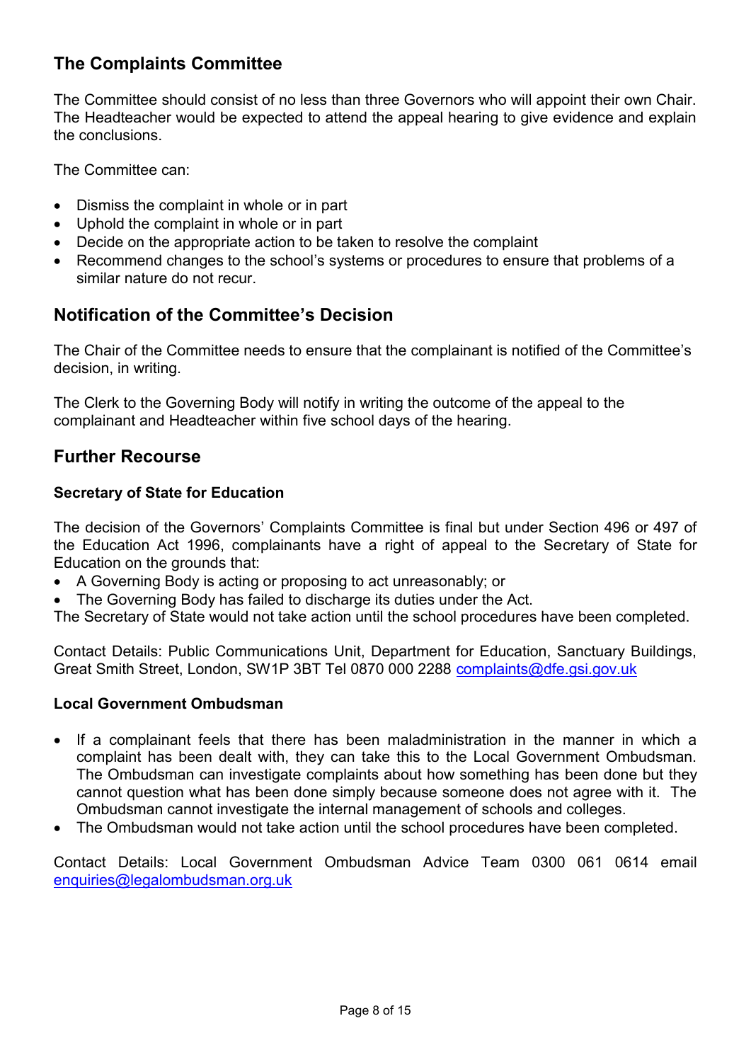## The Complaints Committee

The Committee should consist of no less than three Governors who will appoint their own Chair. The Headteacher would be expected to attend the appeal hearing to give evidence and explain the conclusions.

The Committee can:

- Dismiss the complaint in whole or in part
- Uphold the complaint in whole or in part
- Decide on the appropriate action to be taken to resolve the complaint
- Recommend changes to the school's systems or procedures to ensure that problems of a similar nature do not recur.

## Notification of the Committee's Decision

The Chair of the Committee needs to ensure that the complainant is notified of the Committee's decision, in writing.

The Clerk to the Governing Body will notify in writing the outcome of the appeal to the complainant and Headteacher within five school days of the hearing.

## Further Recourse

### Secretary of State for Education

The decision of the Governors' Complaints Committee is final but under Section 496 or 497 of the Education Act 1996, complainants have a right of appeal to the Secretary of State for Education on the grounds that:

- A Governing Body is acting or proposing to act unreasonably; or
- The Governing Body has failed to discharge its duties under the Act.

The Secretary of State would not take action until the school procedures have been completed.

Contact Details: Public Communications Unit, Department for Education, Sanctuary Buildings, Great Smith Street, London, SW1P 3BT Tel 0870 000 2288 complaints@dfe.gsi.gov.uk

### Local Government Ombudsman

- If a complainant feels that there has been maladministration in the manner in which a complaint has been dealt with, they can take this to the Local Government Ombudsman. The Ombudsman can investigate complaints about how something has been done but they cannot question what has been done simply because someone does not agree with it. The Ombudsman cannot investigate the internal management of schools and colleges.
- The Ombudsman would not take action until the school procedures have been completed.

Contact Details: Local Government Ombudsman Advice Team 0300 061 0614 email enquiries@legalombudsman.org.uk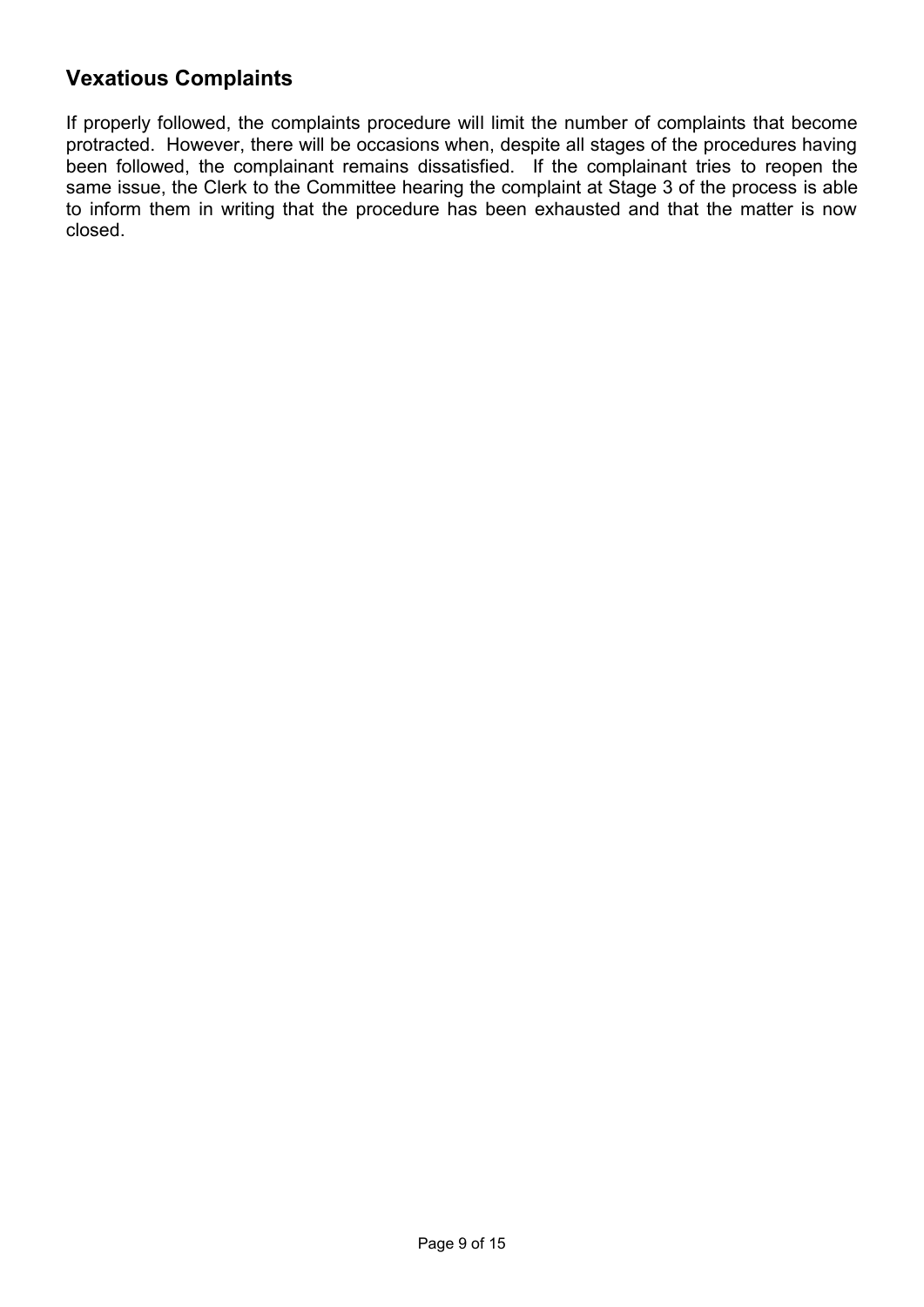## Vexatious Complaints

If properly followed, the complaints procedure will limit the number of complaints that become protracted. However, there will be occasions when, despite all stages of the procedures having been followed, the complainant remains dissatisfied. If the complainant tries to reopen the same issue, the Clerk to the Committee hearing the complaint at Stage 3 of the process is able to inform them in writing that the procedure has been exhausted and that the matter is now closed.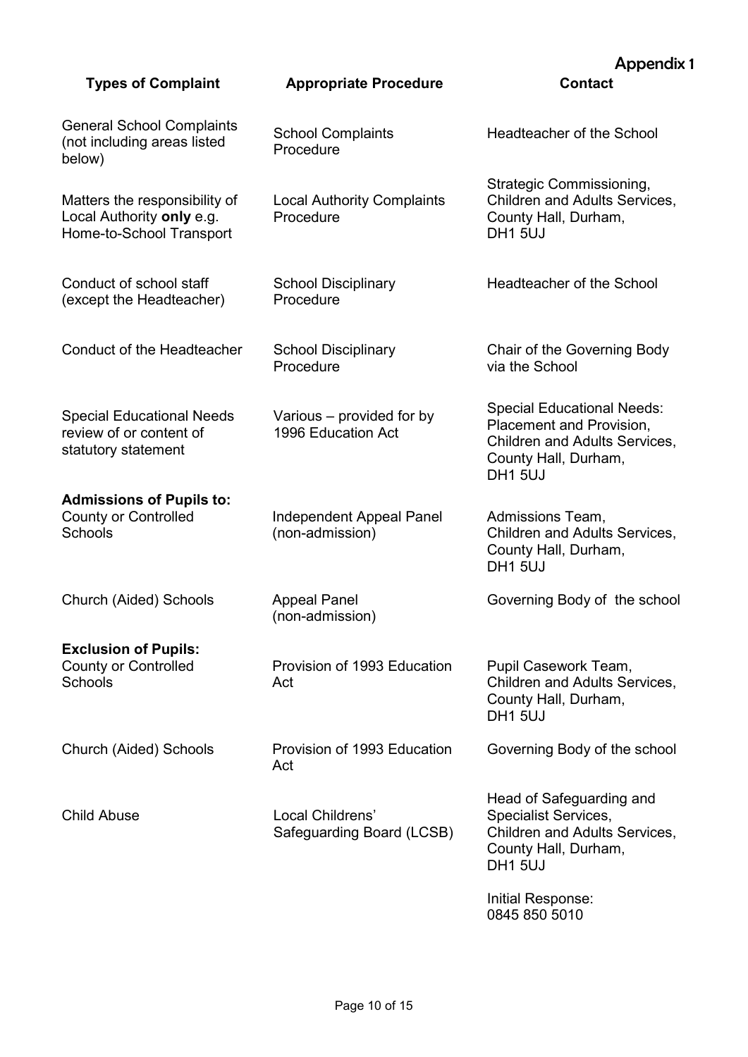# Appendix 1

| Types of Complaint | Appropriate Procedure | Contact |
| --- | --- | --- |
| General School Complaints (not including areas listed below) | School Complaints Procedure | Headteacher of the School |
| Matters the responsibility of Local Authority **only** e.g. Home-to-School Transport | Local Authority Complaints Procedure | Strategic Commissioning, Children and Adults Services, County Hall, Durham, DH1 5UJ |
| Conduct of school staff (except the Headteacher) | School Disciplinary Procedure | Headteacher of the School |
| Conduct of the Headteacher | School Disciplinary Procedure | Chair of the Governing Body via the School |
| Special Educational Needs review of or content of statutory statement | Various – provided for by 1996 Education Act | Special Educational Needs: Placement and Provision, Children and Adults Services, County Hall, Durham, DH1 5UJ |
| **Admissions of Pupils to:** | | |
| County or Controlled Schools | Independent Appeal Panel (non-admission) | Admissions Team, Children and Adults Services, County Hall, Durham, DH1 5UJ |
| Church (Aided) Schools | Appeal Panel (non-admission) | Governing Body of the school |
| **Exclusion of Pupils:** | | |
| County or Controlled Schools | Provision of 1993 Education Act | Pupil Casework Team, Children and Adults Services, County Hall, Durham, DH1 5UJ |
| Church (Aided) Schools | Provision of 1993 Education Act | Governing Body of the school |
| Child Abuse | Local Childrens' Safeguarding Board (LCSB) | Head of Safeguarding and Specialist Services, Children and Adults Services, County Hall, Durham, DH1 5UJ<br><br>Initial Response: 0845 850 5010 |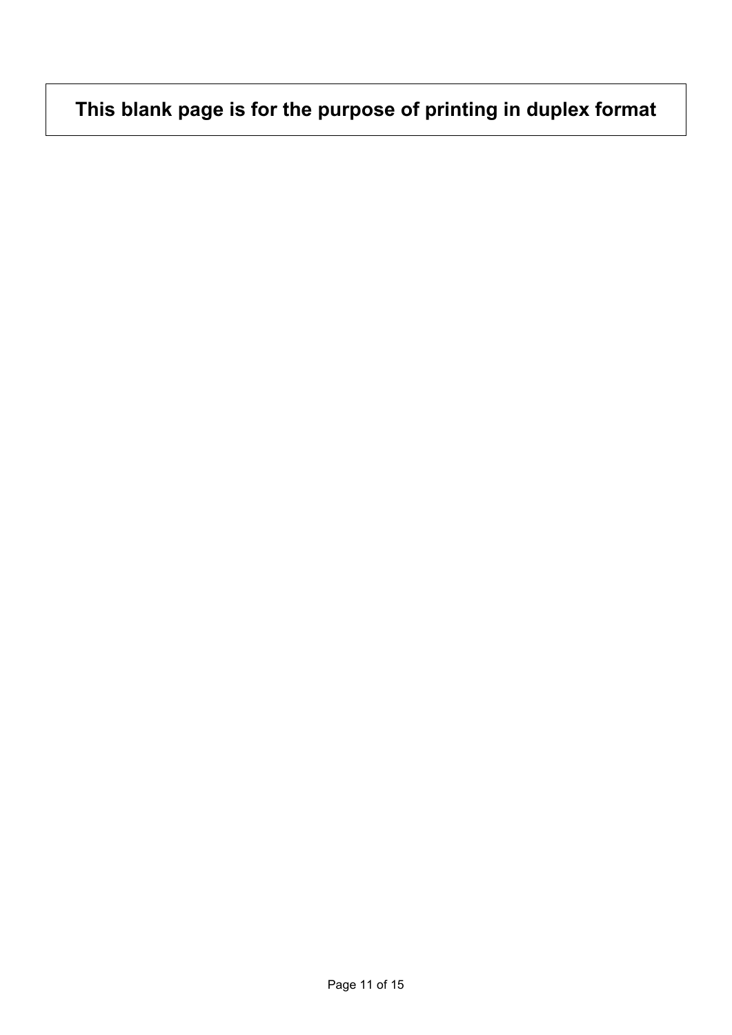**This blank page is for the purpose of printing in duplex format**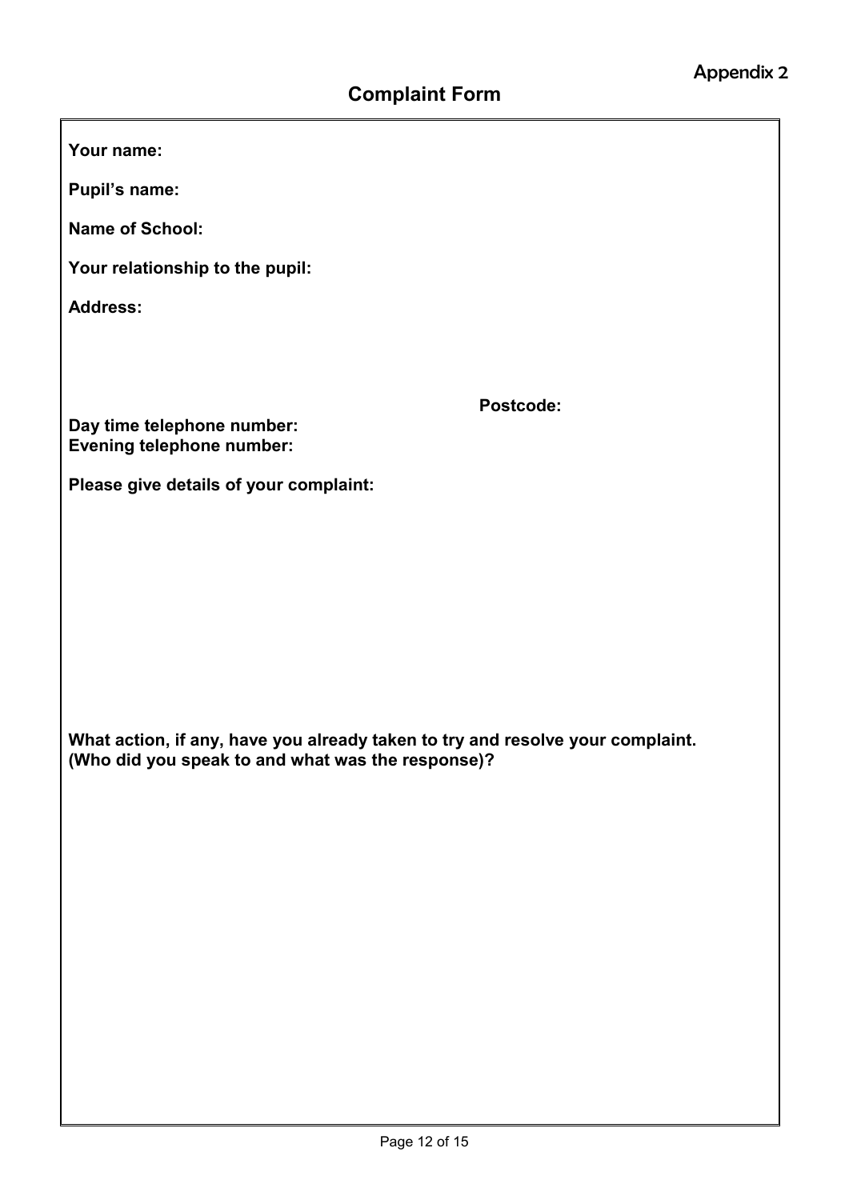Appendix 2

## Complaint Form

**Your name:**

**Pupil's name:**

**Name of School:**

**Your relationship to the pupil:**

**Address:**

**Postcode:**

**Day time telephone number:**
**Evening telephone number:**

**Please give details of your complaint:**

**What action, if any, have you already taken to try and resolve your complaint. (Who did you speak to and what was the response)?**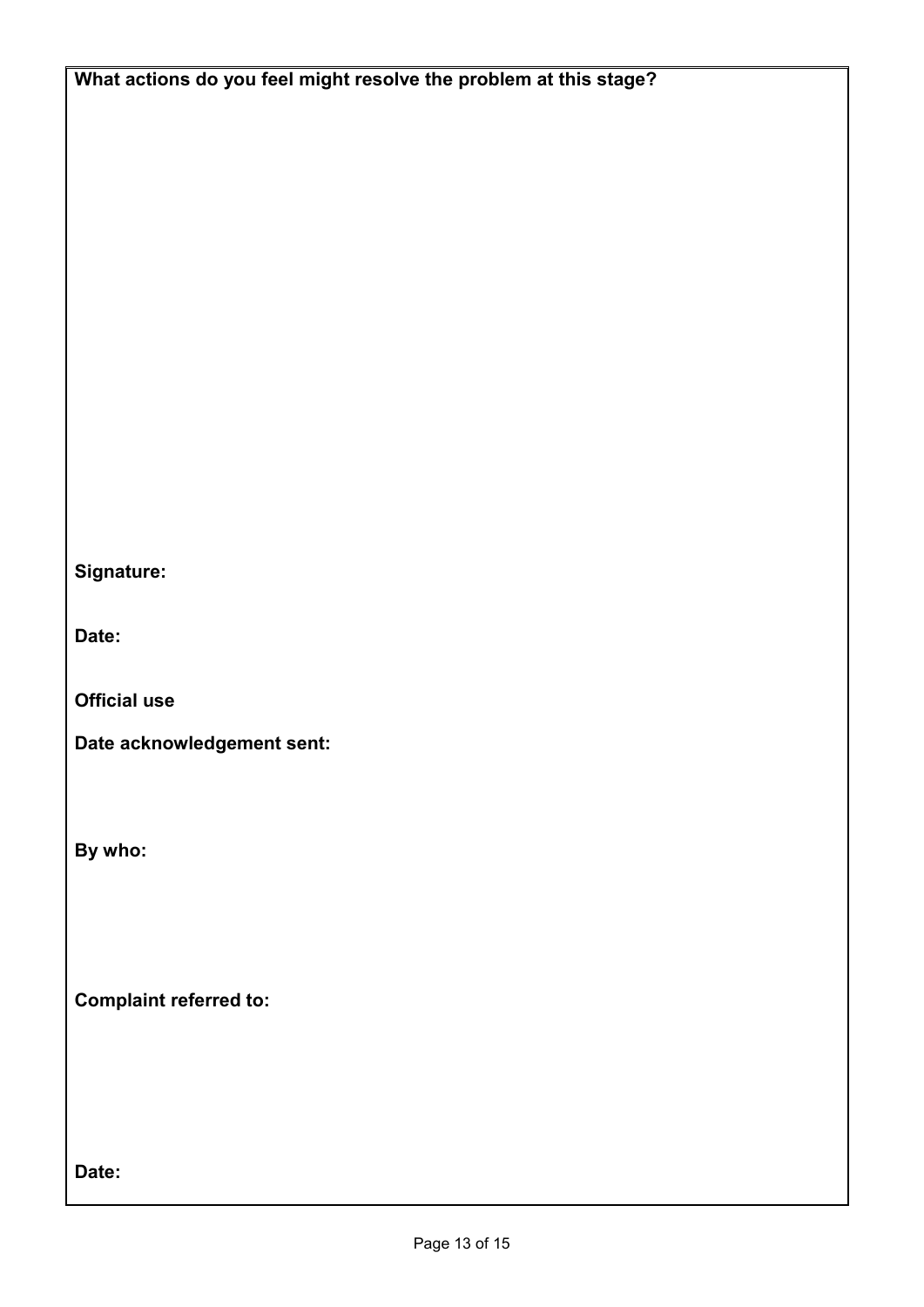**What actions do you feel might resolve the problem at this stage?**

**Signature:**

**Date:**

**Official use**

**Date acknowledgement sent:**

**By who:**

**Complaint referred to:**

**Date:**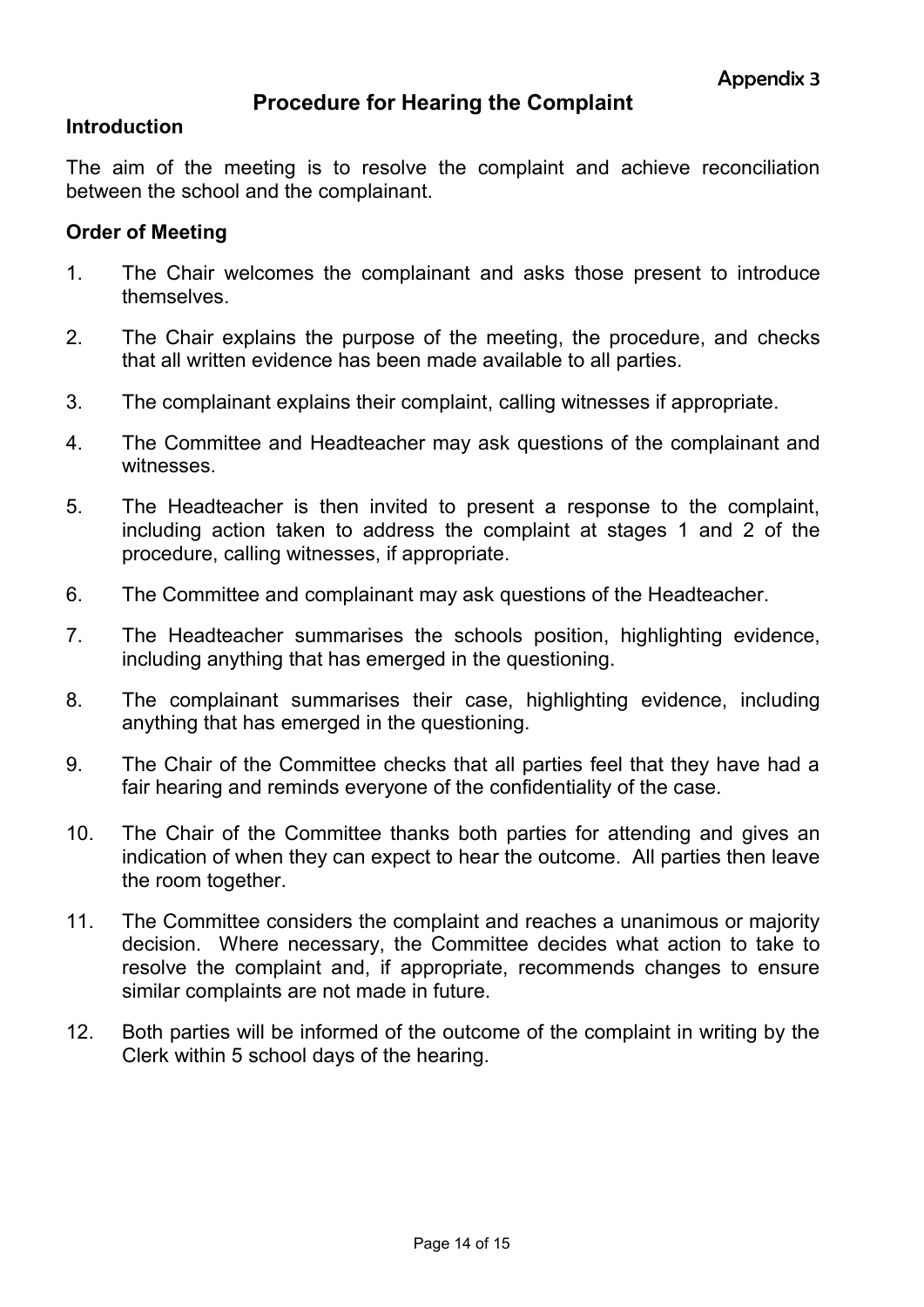Appendix 3

## Procedure for Hearing the Complaint

### Introduction

The aim of the meeting is to resolve the complaint and achieve reconciliation between the school and the complainant.

### Order of Meeting

1. The Chair welcomes the complainant and asks those present to introduce themselves.
2. The Chair explains the purpose of the meeting, the procedure, and checks that all written evidence has been made available to all parties.
3. The complainant explains their complaint, calling witnesses if appropriate.
4. The Committee and Headteacher may ask questions of the complainant and witnesses.
5. The Headteacher is then invited to present a response to the complaint, including action taken to address the complaint at stages 1 and 2 of the procedure, calling witnesses, if appropriate.
6. The Committee and complainant may ask questions of the Headteacher.
7. The Headteacher summarises the schools position, highlighting evidence, including anything that has emerged in the questioning.
8. The complainant summarises their case, highlighting evidence, including anything that has emerged in the questioning.
9. The Chair of the Committee checks that all parties feel that they have had a fair hearing and reminds everyone of the confidentiality of the case.
10. The Chair of the Committee thanks both parties for attending and gives an indication of when they can expect to hear the outcome. All parties then leave the room together.
11. The Committee considers the complaint and reaches a unanimous or majority decision. Where necessary, the Committee decides what action to take to resolve the complaint and, if appropriate, recommends changes to ensure similar complaints are not made in future.
12. Both parties will be informed of the outcome of the complaint in writing by the Clerk within 5 school days of the hearing.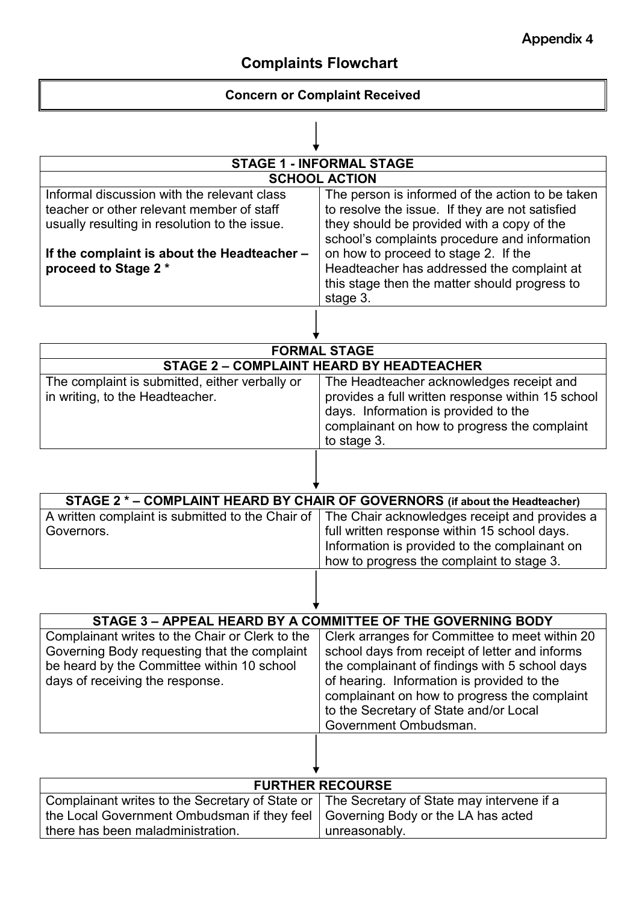Appendix 4

# Complaints Flowchart

**Concern or Complaint Received**

↓

| STAGE 1 - INFORMAL STAGE<br>SCHOOL ACTION | |
|---|---|
| Informal discussion with the relevant class teacher or other relevant member of staff usually resulting in resolution to the issue.<br><br>**If the complaint is about the Headteacher – proceed to Stage 2 \*** | The person is informed of the action to be taken to resolve the issue. If they are not satisfied they should be provided with a copy of the school's complaints procedure and information on how to proceed to stage 2. If the Headteacher has addressed the complaint at this stage then the matter should progress to stage 3. |

↓

| FORMAL STAGE<br>STAGE 2 – COMPLAINT HEARD BY HEADTEACHER | |
|---|---|
| The complaint is submitted, either verbally or in writing, to the Headteacher. | The Headteacher acknowledges receipt and provides a full written response within 15 school days. Information is provided to the complainant on how to progress the complaint to stage 3. |

↓

| STAGE 2 * – COMPLAINT HEARD BY CHAIR OF GOVERNORS (if about the Headteacher) | |
|---|---|
| A written complaint is submitted to the Chair of Governors. | The Chair acknowledges receipt and provides a full written response within 15 school days. Information is provided to the complainant on how to progress the complaint to stage 3. |

↓

| STAGE 3 – APPEAL HEARD BY A COMMITTEE OF THE GOVERNING BODY | |
|---|---|
| Complainant writes to the Chair or Clerk to the Governing Body requesting that the complaint be heard by the Committee within 10 school days of receiving the response. | Clerk arranges for Committee to meet within 20 school days from receipt of letter and informs the complainant of findings with 5 school days of hearing. Information is provided to the complainant on how to progress the complaint to the Secretary of State and/or Local Government Ombudsman. |

↓

| FURTHER RECOURSE | |
|---|---|
| Complainant writes to the Secretary of State or the Local Government Ombudsman if they feel there has been maladministration. | The Secretary of State may intervene if a Governing Body or the LA has acted unreasonably. |